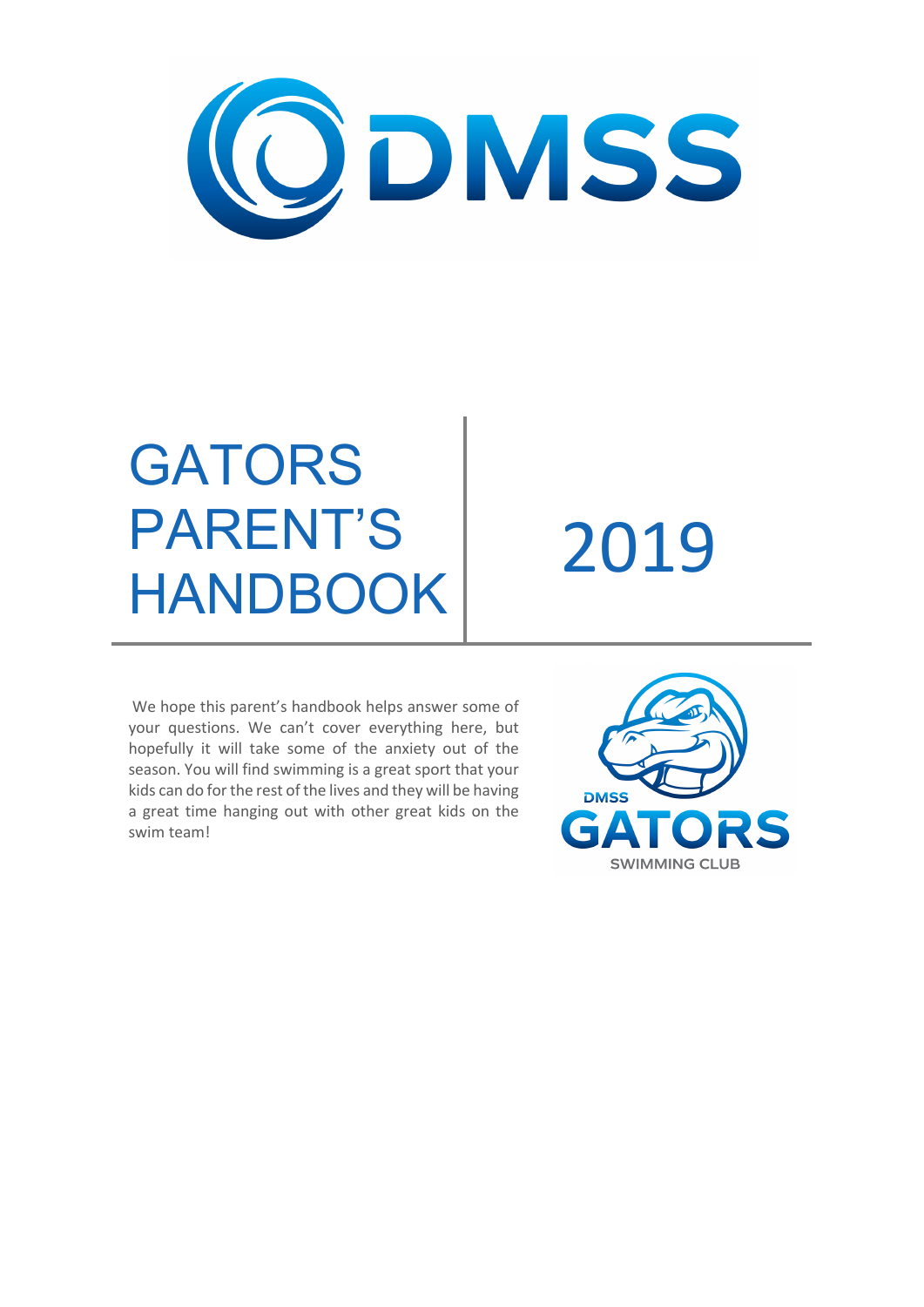# GATORS PARENT'S HANDBOOK

# 2019

We hope this parent's handbook helps answer some of your questions. We can't cover everything here, but hopefully it will take some of the anxiety out of the season. You will find swimming is a great sport that your kids can do for the rest of the lives and they will be having a great time hanging out with other great kids on the swim team!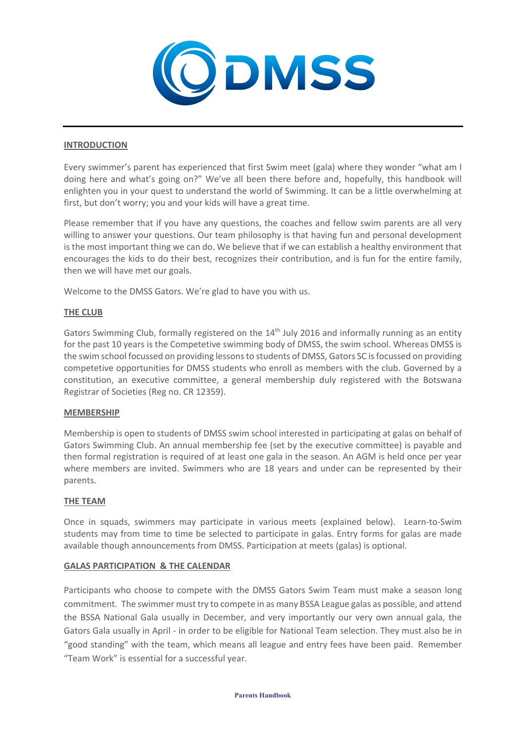## INTRODUCTION

Every swimmer's parent has experienced that first Swim meet (gala) where they wonder "what am I doing here and what's going on?" We've all been there before and, hopefully, this handbook will enlighten you in your quest to understand the world of Swimming. It can be a little overwhelming at first, but don't worry; you and your kids will have a great time.

Please remember that if you have any questions, the coaches and fellow swim parents are all very willing to answer your questions. Our team philosophy is that having fun and personal development is the most important thing we can do. We believe that if we can establish a healthy environment that encourages the kids to do their best, recognizes their contribution, and is fun for the entire family, then we will have met our goals.

Welcome to the DMSS Gators. We're glad to have you with us.

## THE CLUB

Gators Swimming Club, formally registered on the 14th July 2016 and informally running as an entity for the past 10 years is the Competetive swimming body of DMSS, the swim school. Whereas DMSS is the swim school focussed on providing lessons to students of DMSS, Gators SC is focussed on providing competetive opportunities for DMSS students who enroll as members with the club. Governed by a constitution, an executive committee, a general membership duly registered with the Botswana Registrar of Societies (Reg no. CR 12359).

## MEMBERSHIP

Membership is open to students of DMSS swim school interested in participating at galas on behalf of Gators Swimming Club. An annual membership fee (set by the executive committee) is payable and then formal registration is required of at least one gala in the season. An AGM is held once per year where members are invited. Swimmers who are 18 years and under can be represented by their parents.

## THE TEAM

Once in squads, swimmers may participate in various meets (explained below). Learn-to-Swim students may from time to time be selected to participate in galas. Entry forms for galas are made available though announcements from DMSS. Participation at meets (galas) is optional.

## GALAS PARTICIPATION & THE CALENDAR

Participants who choose to compete with the DMSS Gators Swim Team must make a season long commitment. The swimmer must try to compete in as many BSSA League galas as possible, and attend the BSSA National Gala usually in December, and very importantly our very own annual gala, the Gators Gala usually in April - in order to be eligible for National Team selection. They must also be in "good standing" with the team, which means all league and entry fees have been paid. Remember "Team Work" is essential for a successful year.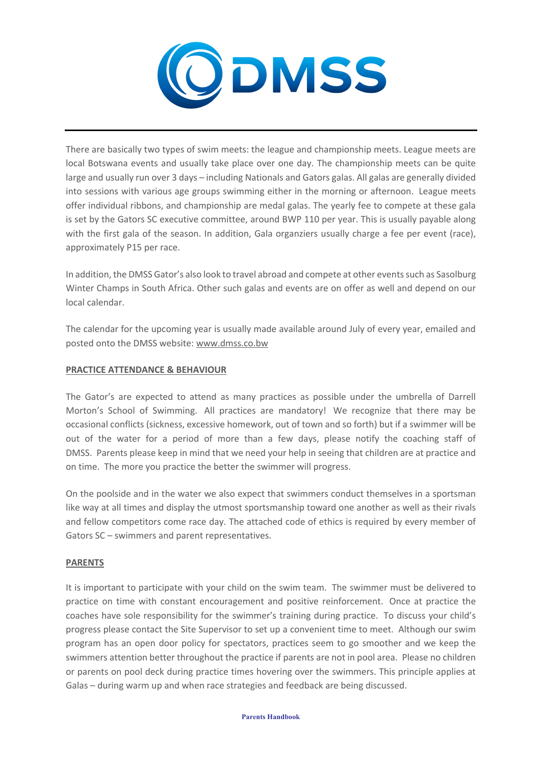There are basically two types of swim meets: the league and championship meets. League meets are local Botswana events and usually take place over one day. The championship meets can be quite large and usually run over 3 days – including Nationals and Gators galas. All galas are generally divided into sessions with various age groups swimming either in the morning or afternoon. League meets offer individual ribbons, and championship are medal galas. The yearly fee to compete at these gala is set by the Gators SC executive committee, around BWP 110 per year. This is usually payable along with the first gala of the season. In addition, Gala organziers usually charge a fee per event (race), approximately P15 per race.

In addition, the DMSS Gator's also look to travel abroad and compete at other events such as Sasolburg Winter Champs in South Africa. Other such galas and events are on offer as well and depend on our local calendar.

The calendar for the upcoming year is usually made available around July of every year, emailed and posted onto the DMSS website: www.dmss.co.bw

**PRACTICE ATTENDANCE & BEHAVIOUR**

The Gator's are expected to attend as many practices as possible under the umbrella of Darrell Morton's School of Swimming. All practices are mandatory! We recognize that there may be occasional conflicts (sickness, excessive homework, out of town and so forth) but if a swimmer will be out of the water for a period of more than a few days, please notify the coaching staff of DMSS. Parents please keep in mind that we need your help in seeing that children are at practice and on time. The more you practice the better the swimmer will progress.

On the poolside and in the water we also expect that swimmers conduct themselves in a sportsman like way at all times and display the utmost sportsmanship toward one another as well as their rivals and fellow competitors come race day. The attached code of ethics is required by every member of Gators SC – swimmers and parent representatives.

**PARENTS**

It is important to participate with your child on the swim team. The swimmer must be delivered to practice on time with constant encouragement and positive reinforcement. Once at practice the coaches have sole responsibility for the swimmer's training during practice. To discuss your child's progress please contact the Site Supervisor to set up a convenient time to meet. Although our swim program has an open door policy for spectators, practices seem to go smoother and we keep the swimmers attention better throughout the practice if parents are not in pool area. Please no children or parents on pool deck during practice times hovering over the swimmers. This principle applies at Galas – during warm up and when race strategies and feedback are being discussed.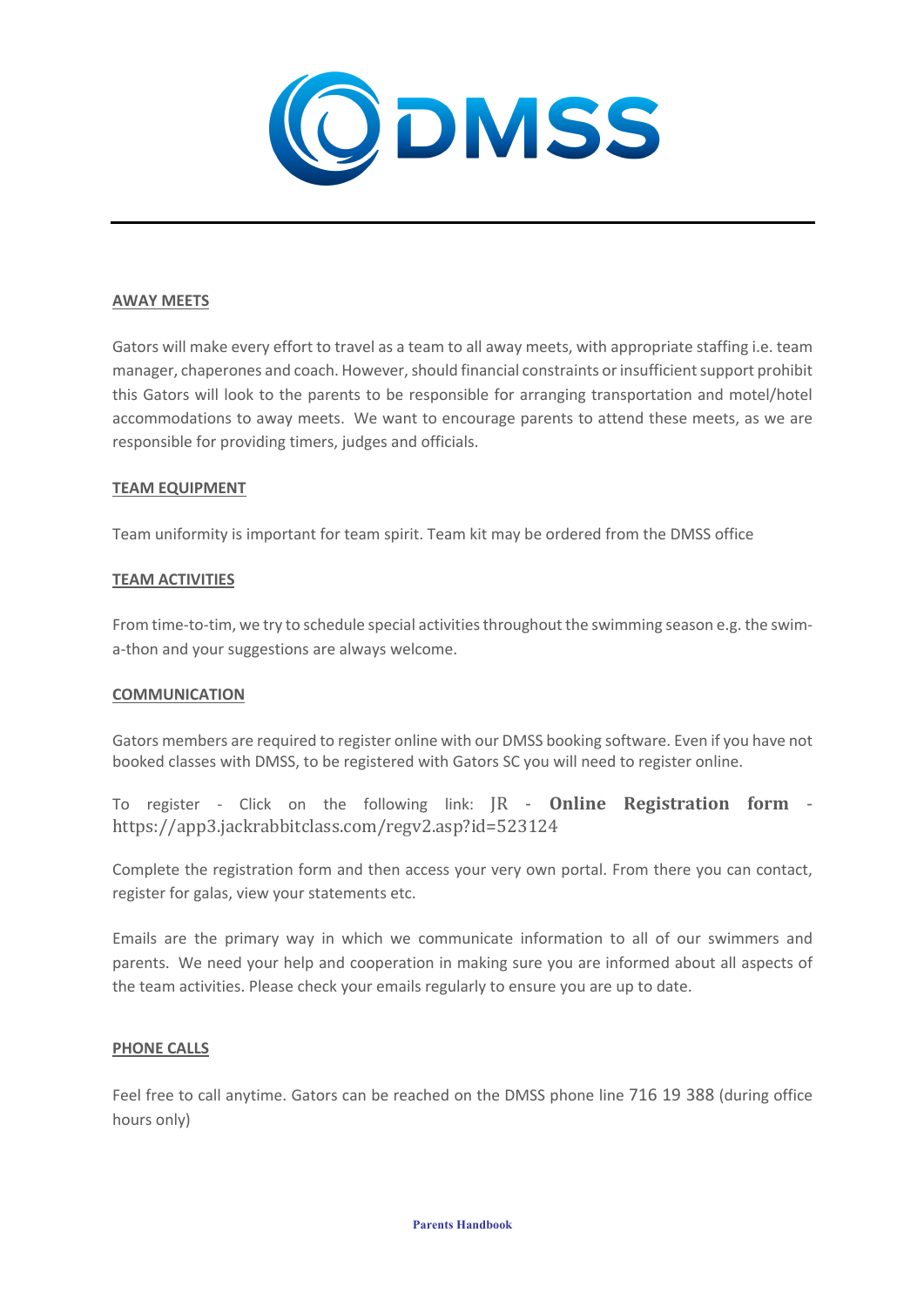## AWAY MEETS

Gators will make every effort to travel as a team to all away meets, with appropriate staffing i.e. team manager, chaperones and coach. However, should financial constraints or insufficient support prohibit this Gators will look to the parents to be responsible for arranging transportation and motel/hotel accommodations to away meets. We want to encourage parents to attend these meets, as we are responsible for providing timers, judges and officials.

## TEAM EQUIPMENT

Team uniformity is important for team spirit. Team kit may be ordered from the DMSS office

## TEAM ACTIVITIES

From time-to-tim, we try to schedule special activities throughout the swimming season e.g. the swim-a-thon and your suggestions are always welcome.

## COMMUNICATION

Gators members are required to register online with our DMSS booking software. Even if you have not booked classes with DMSS, to be registered with Gators SC you will need to register online.

To register - Click on the following link: JR - **Online Registration form** - https://app3.jackrabbitclass.com/regv2.asp?id=523124

Complete the registration form and then access your very own portal. From there you can contact, register for galas, view your statements etc.

Emails are the primary way in which we communicate information to all of our swimmers and parents. We need your help and cooperation in making sure you are informed about all aspects of the team activities. Please check your emails regularly to ensure you are up to date.

## PHONE CALLS

Feel free to call anytime. Gators can be reached on the DMSS phone line 716 19 388 (during office hours only)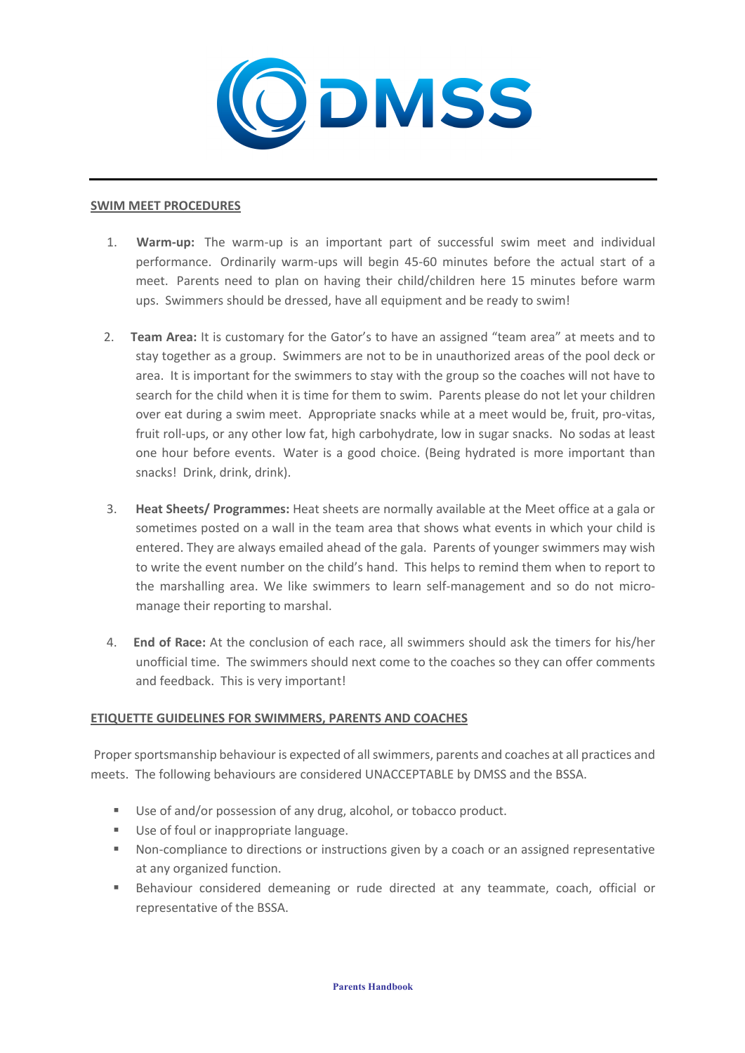## SWIM MEET PROCEDURES

1. **Warm-up:** The warm-up is an important part of successful swim meet and individual performance. Ordinarily warm-ups will begin 45-60 minutes before the actual start of a meet. Parents need to plan on having their child/children here 15 minutes before warm ups. Swimmers should be dressed, have all equipment and be ready to swim!

2. **Team Area:** It is customary for the Gator's to have an assigned "team area" at meets and to stay together as a group. Swimmers are not to be in unauthorized areas of the pool deck or area. It is important for the swimmers to stay with the group so the coaches will not have to search for the child when it is time for them to swim. Parents please do not let your children over eat during a swim meet. Appropriate snacks while at a meet would be, fruit, pro-vitas, fruit roll-ups, or any other low fat, high carbohydrate, low in sugar snacks. No sodas at least one hour before events. Water is a good choice. (Being hydrated is more important than snacks! Drink, drink, drink).

3. **Heat Sheets/ Programmes:** Heat sheets are normally available at the Meet office at a gala or sometimes posted on a wall in the team area that shows what events in which your child is entered. They are always emailed ahead of the gala. Parents of younger swimmers may wish to write the event number on the child's hand. This helps to remind them when to report to the marshalling area. We like swimmers to learn self-management and so do not micro-manage their reporting to marshal.

4. **End of Race:** At the conclusion of each race, all swimmers should ask the timers for his/her unofficial time. The swimmers should next come to the coaches so they can offer comments and feedback. This is very important!

## ETIQUETTE GUIDELINES FOR SWIMMERS, PARENTS AND COACHES

Proper sportsmanship behaviour is expected of all swimmers, parents and coaches at all practices and meets. The following behaviours are considered UNACCEPTABLE by DMSS and the BSSA.

- Use of and/or possession of any drug, alcohol, or tobacco product.
- Use of foul or inappropriate language.
- Non-compliance to directions or instructions given by a coach or an assigned representative at any organized function.
- Behaviour considered demeaning or rude directed at any teammate, coach, official or representative of the BSSA.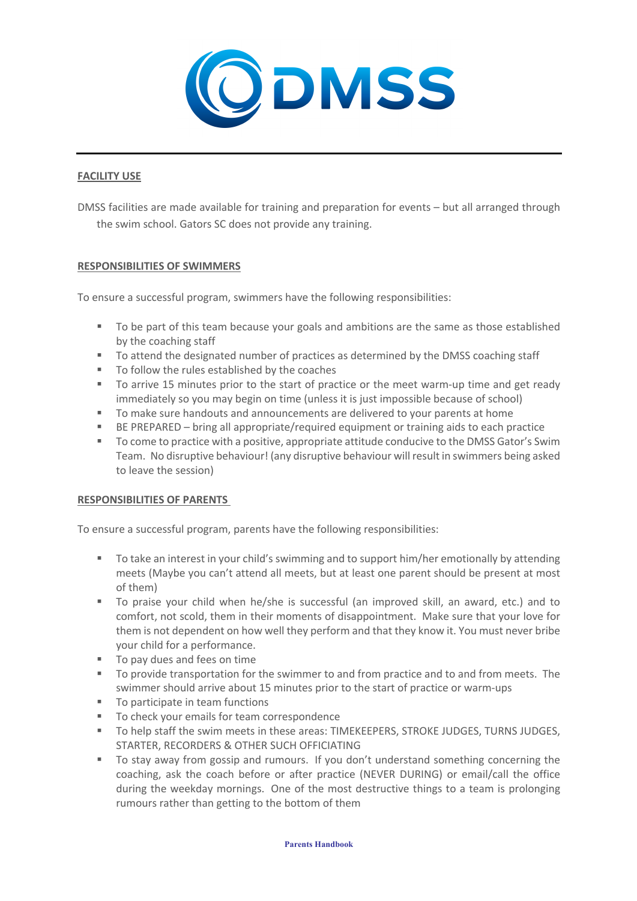DMSS

## FACILITY USE

DMSS facilities are made available for training and preparation for events – but all arranged through the swim school. Gators SC does not provide any training.

## RESPONSIBILITIES OF SWIMMERS

To ensure a successful program, swimmers have the following responsibilities:

- To be part of this team because your goals and ambitions are the same as those established by the coaching staff
- To attend the designated number of practices as determined by the DMSS coaching staff
- To follow the rules established by the coaches
- To arrive 15 minutes prior to the start of practice or the meet warm-up time and get ready immediately so you may begin on time (unless it is just impossible because of school)
- To make sure handouts and announcements are delivered to your parents at home
- BE PREPARED – bring all appropriate/required equipment or training aids to each practice
- To come to practice with a positive, appropriate attitude conducive to the DMSS Gator's Swim Team. No disruptive behaviour! (any disruptive behaviour will result in swimmers being asked to leave the session)

## RESPONSIBILITIES OF PARENTS

To ensure a successful program, parents have the following responsibilities:

- To take an interest in your child's swimming and to support him/her emotionally by attending meets (Maybe you can't attend all meets, but at least one parent should be present at most of them)
- To praise your child when he/she is successful (an improved skill, an award, etc.) and to comfort, not scold, them in their moments of disappointment. Make sure that your love for them is not dependent on how well they perform and that they know it. You must never bribe your child for a performance.
- To pay dues and fees on time
- To provide transportation for the swimmer to and from practice and to and from meets. The swimmer should arrive about 15 minutes prior to the start of practice or warm-ups
- To participate in team functions
- To check your emails for team correspondence
- To help staff the swim meets in these areas: TIMEKEEPERS, STROKE JUDGES, TURNS JUDGES, STARTER, RECORDERS & OTHER SUCH OFFICIATING
- To stay away from gossip and rumours. If you don't understand something concerning the coaching, ask the coach before or after practice (NEVER DURING) or email/call the office during the weekday mornings. One of the most destructive things to a team is prolonging rumours rather than getting to the bottom of them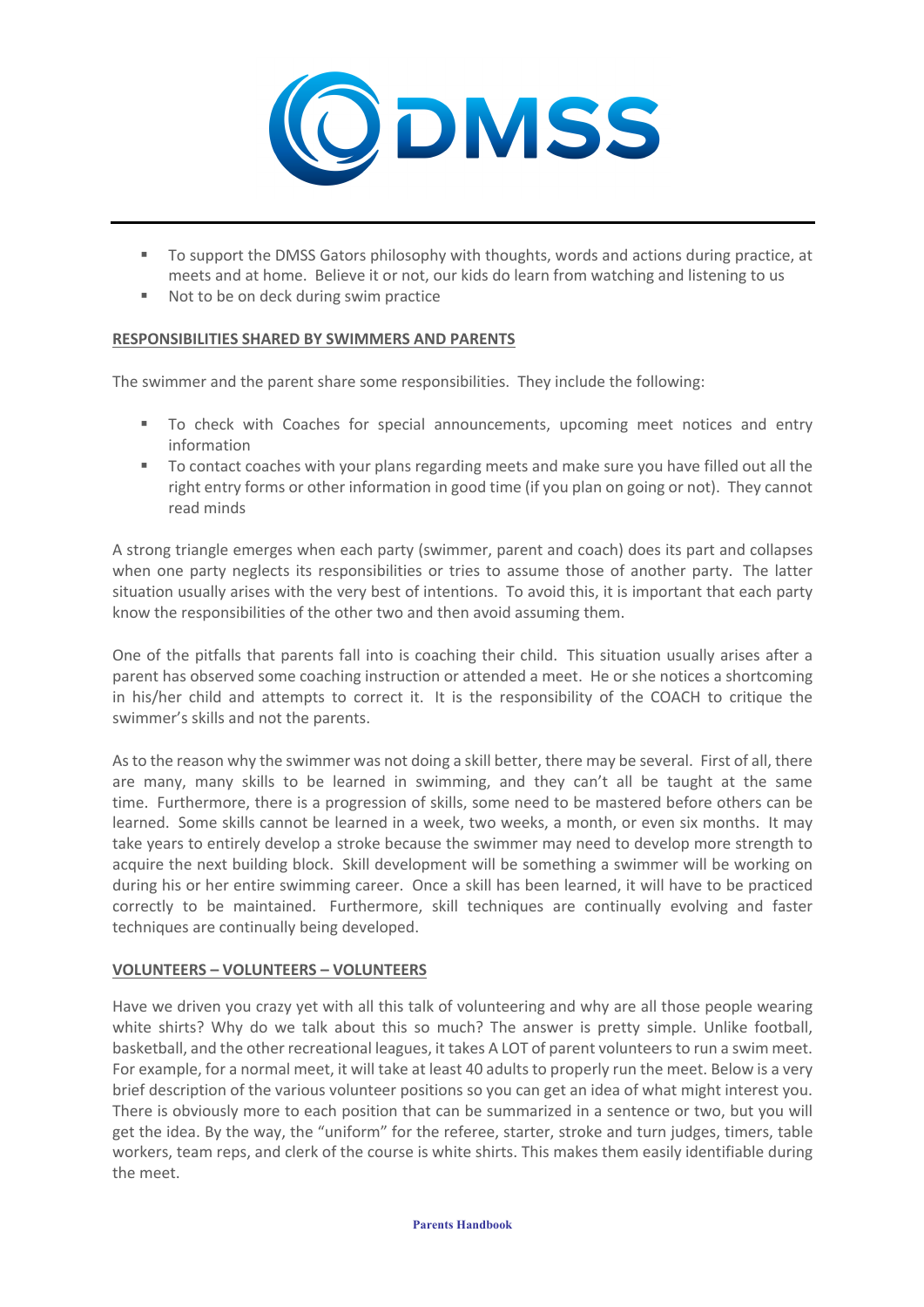- To support the DMSS Gators philosophy with thoughts, words and actions during practice, at meets and at home. Believe it or not, our kids do learn from watching and listening to us
- Not to be on deck during swim practice

**RESPONSIBILITIES SHARED BY SWIMMERS AND PARENTS**

The swimmer and the parent share some responsibilities. They include the following:

- To check with Coaches for special announcements, upcoming meet notices and entry information
- To contact coaches with your plans regarding meets and make sure you have filled out all the right entry forms or other information in good time (if you plan on going or not). They cannot read minds

A strong triangle emerges when each party (swimmer, parent and coach) does its part and collapses when one party neglects its responsibilities or tries to assume those of another party. The latter situation usually arises with the very best of intentions. To avoid this, it is important that each party know the responsibilities of the other two and then avoid assuming them.

One of the pitfalls that parents fall into is coaching their child. This situation usually arises after a parent has observed some coaching instruction or attended a meet. He or she notices a shortcoming in his/her child and attempts to correct it. It is the responsibility of the COACH to critique the swimmer's skills and not the parents.

As to the reason why the swimmer was not doing a skill better, there may be several. First of all, there are many, many skills to be learned in swimming, and they can't all be taught at the same time. Furthermore, there is a progression of skills, some need to be mastered before others can be learned. Some skills cannot be learned in a week, two weeks, a month, or even six months. It may take years to entirely develop a stroke because the swimmer may need to develop more strength to acquire the next building block. Skill development will be something a swimmer will be working on during his or her entire swimming career. Once a skill has been learned, it will have to be practiced correctly to be maintained. Furthermore, skill techniques are continually evolving and faster techniques are continually being developed.

**VOLUNTEERS – VOLUNTEERS – VOLUNTEERS**

Have we driven you crazy yet with all this talk of volunteering and why are all those people wearing white shirts? Why do we talk about this so much? The answer is pretty simple. Unlike football, basketball, and the other recreational leagues, it takes A LOT of parent volunteers to run a swim meet. For example, for a normal meet, it will take at least 40 adults to properly run the meet. Below is a very brief description of the various volunteer positions so you can get an idea of what might interest you. There is obviously more to each position that can be summarized in a sentence or two, but you will get the idea. By the way, the "uniform" for the referee, starter, stroke and turn judges, timers, table workers, team reps, and clerk of the course is white shirts. This makes them easily identifiable during the meet.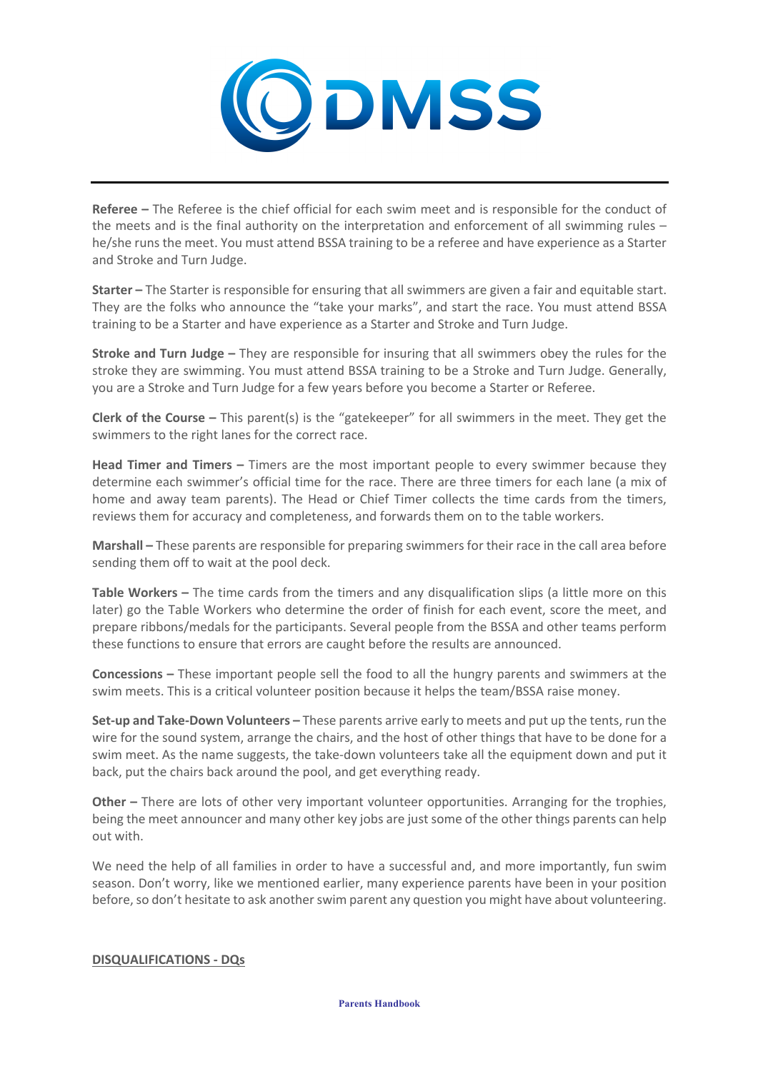**Referee –** The Referee is the chief official for each swim meet and is responsible for the conduct of the meets and is the final authority on the interpretation and enforcement of all swimming rules – he/she runs the meet. You must attend BSSA training to be a referee and have experience as a Starter and Stroke and Turn Judge.

**Starter –** The Starter is responsible for ensuring that all swimmers are given a fair and equitable start. They are the folks who announce the "take your marks", and start the race. You must attend BSSA training to be a Starter and have experience as a Starter and Stroke and Turn Judge.

**Stroke and Turn Judge –** They are responsible for insuring that all swimmers obey the rules for the stroke they are swimming. You must attend BSSA training to be a Stroke and Turn Judge. Generally, you are a Stroke and Turn Judge for a few years before you become a Starter or Referee.

**Clerk of the Course –** This parent(s) is the "gatekeeper" for all swimmers in the meet. They get the swimmers to the right lanes for the correct race.

**Head Timer and Timers –** Timers are the most important people to every swimmer because they determine each swimmer's official time for the race. There are three timers for each lane (a mix of home and away team parents). The Head or Chief Timer collects the time cards from the timers, reviews them for accuracy and completeness, and forwards them on to the table workers.

**Marshall –** These parents are responsible for preparing swimmers for their race in the call area before sending them off to wait at the pool deck.

**Table Workers –** The time cards from the timers and any disqualification slips (a little more on this later) go the Table Workers who determine the order of finish for each event, score the meet, and prepare ribbons/medals for the participants. Several people from the BSSA and other teams perform these functions to ensure that errors are caught before the results are announced.

**Concessions –** These important people sell the food to all the hungry parents and swimmers at the swim meets. This is a critical volunteer position because it helps the team/BSSA raise money.

**Set-up and Take-Down Volunteers –** These parents arrive early to meets and put up the tents, run the wire for the sound system, arrange the chairs, and the host of other things that have to be done for a swim meet. As the name suggests, the take-down volunteers take all the equipment down and put it back, put the chairs back around the pool, and get everything ready.

**Other –** There are lots of other very important volunteer opportunities. Arranging for the trophies, being the meet announcer and many other key jobs are just some of the other things parents can help out with.

We need the help of all families in order to have a successful and, and more importantly, fun swim season. Don't worry, like we mentioned earlier, many experience parents have been in your position before, so don't hesitate to ask another swim parent any question you might have about volunteering.

## DISQUALIFICATIONS - DQs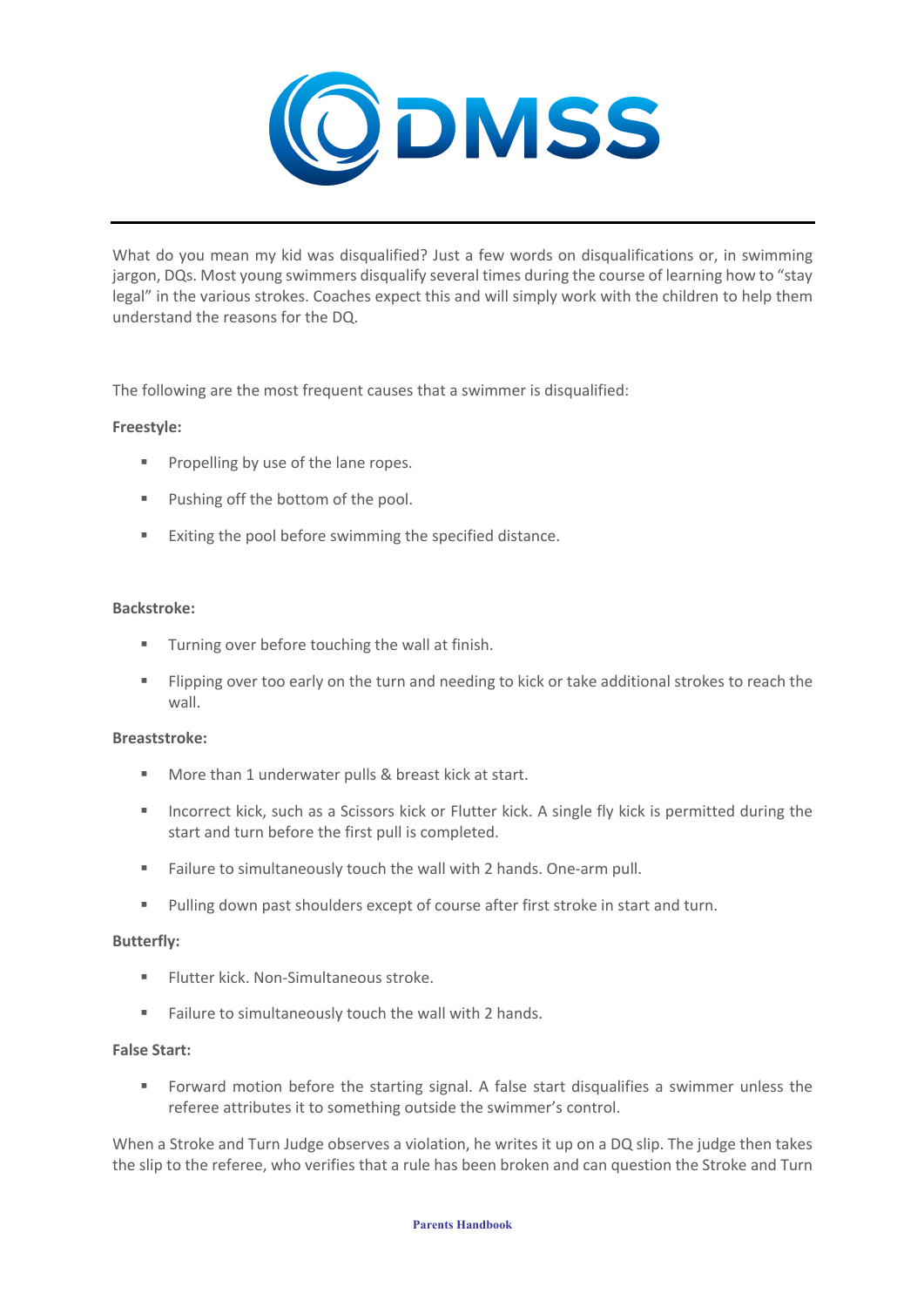What do you mean my kid was disqualified? Just a few words on disqualifications or, in swimming jargon, DQs. Most young swimmers disqualify several times during the course of learning how to "stay legal" in the various strokes. Coaches expect this and will simply work with the children to help them understand the reasons for the DQ.

The following are the most frequent causes that a swimmer is disqualified:

**Freestyle:**

- Propelling by use of the lane ropes.
- Pushing off the bottom of the pool.
- Exiting the pool before swimming the specified distance.

**Backstroke:**

- Turning over before touching the wall at finish.
- Flipping over too early on the turn and needing to kick or take additional strokes to reach the wall.

**Breaststroke:**

- More than 1 underwater pulls & breast kick at start.
- Incorrect kick, such as a Scissors kick or Flutter kick. A single fly kick is permitted during the start and turn before the first pull is completed.
- Failure to simultaneously touch the wall with 2 hands. One-arm pull.
- Pulling down past shoulders except of course after first stroke in start and turn.

**Butterfly:**

- Flutter kick. Non-Simultaneous stroke.
- Failure to simultaneously touch the wall with 2 hands.

**False Start:**

- Forward motion before the starting signal. A false start disqualifies a swimmer unless the referee attributes it to something outside the swimmer's control.

When a Stroke and Turn Judge observes a violation, he writes it up on a DQ slip. The judge then takes the slip to the referee, who verifies that a rule has been broken and can question the Stroke and Turn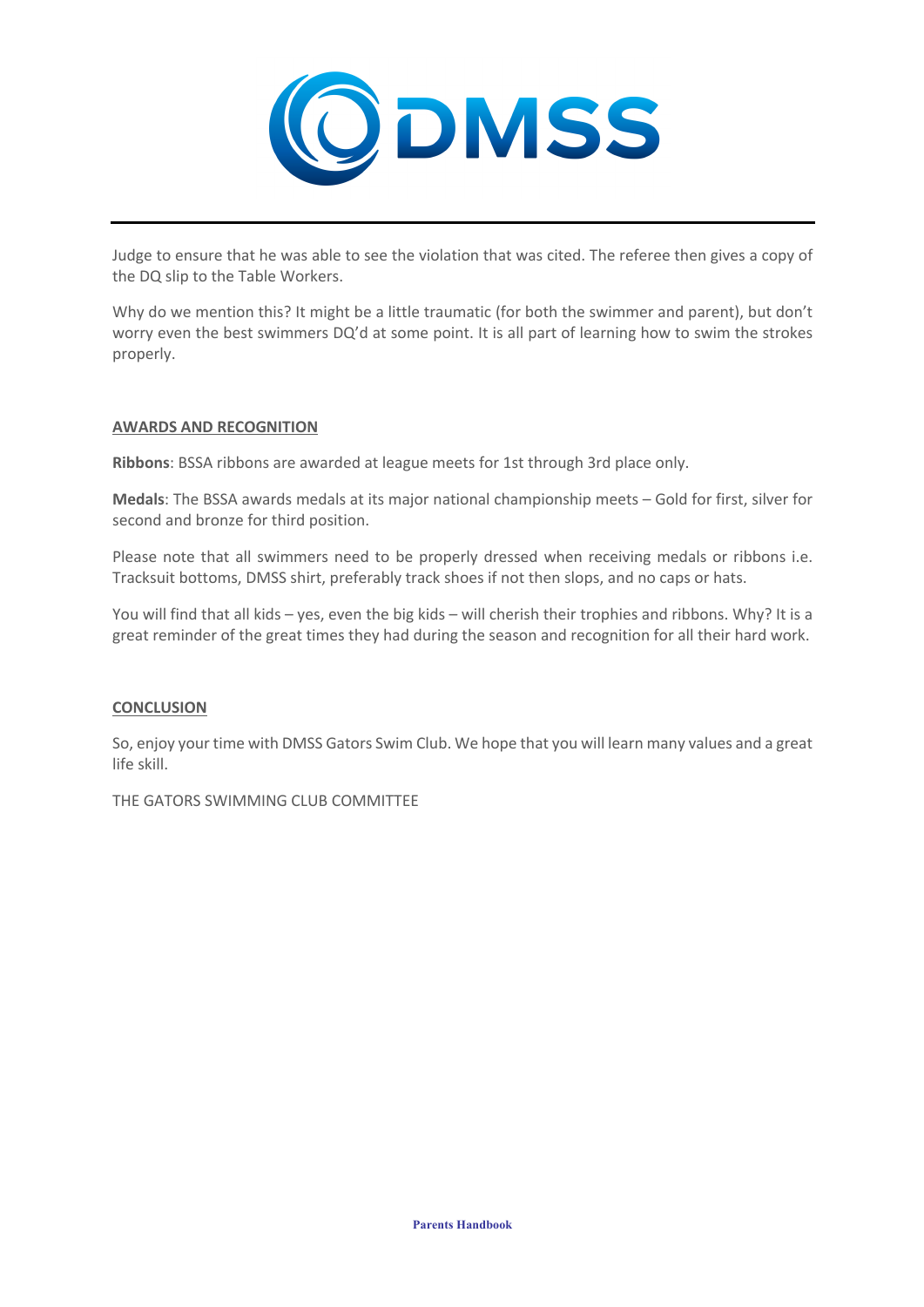Judge to ensure that he was able to see the violation that was cited. The referee then gives a copy of the DQ slip to the Table Workers.

Why do we mention this? It might be a little traumatic (for both the swimmer and parent), but don't worry even the best swimmers DQ'd at some point. It is all part of learning how to swim the strokes properly.

## AWARDS AND RECOGNITION

**Ribbons**: BSSA ribbons are awarded at league meets for 1st through 3rd place only.

**Medals**: The BSSA awards medals at its major national championship meets – Gold for first, silver for second and bronze for third position.

Please note that all swimmers need to be properly dressed when receiving medals or ribbons i.e. Tracksuit bottoms, DMSS shirt, preferably track shoes if not then slops, and no caps or hats.

You will find that all kids – yes, even the big kids – will cherish their trophies and ribbons. Why? It is a great reminder of the great times they had during the season and recognition for all their hard work.

## CONCLUSION

So, enjoy your time with DMSS Gators Swim Club. We hope that you will learn many values and a great life skill.

THE GATORS SWIMMING CLUB COMMITTEE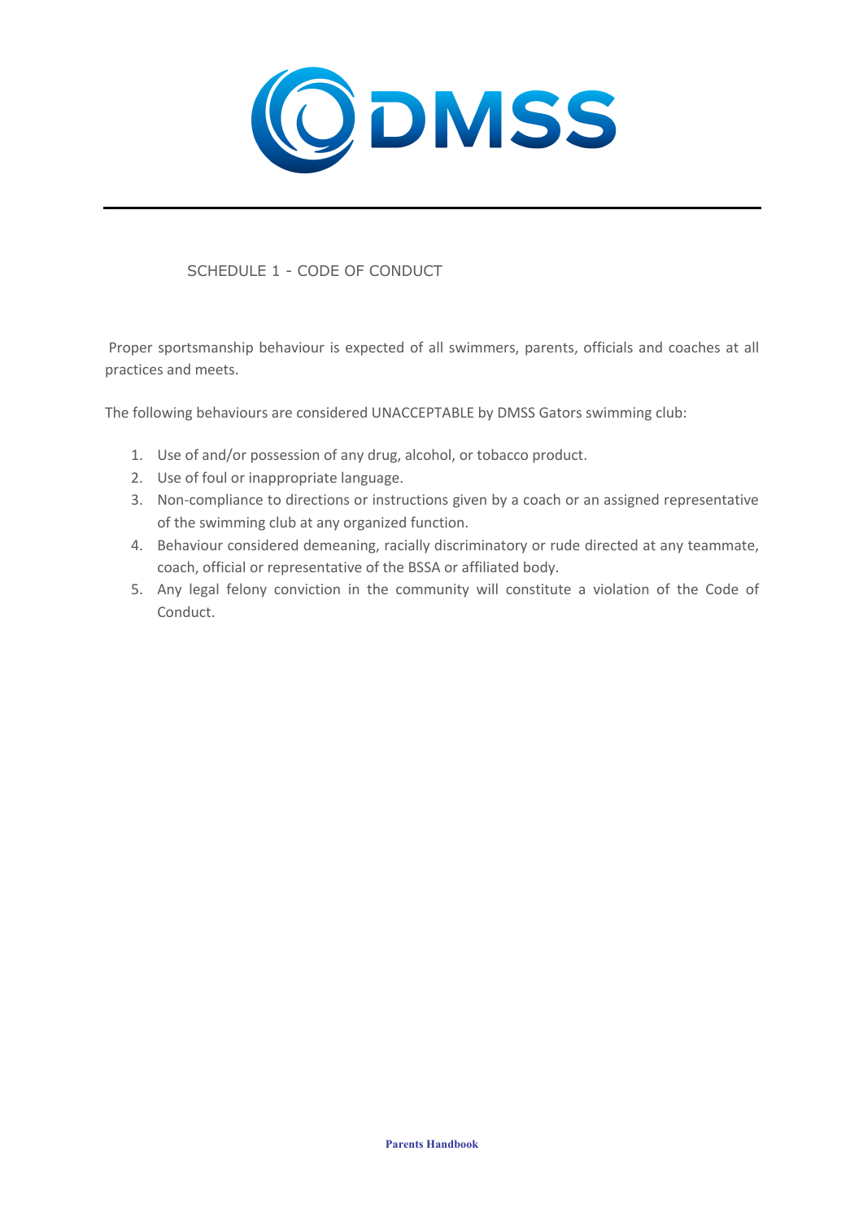DMSS

## SCHEDULE 1 - CODE OF CONDUCT

Proper sportsmanship behaviour is expected of all swimmers, parents, officials and coaches at all practices and meets.

The following behaviours are considered UNACCEPTABLE by DMSS Gators swimming club:

1. Use of and/or possession of any drug, alcohol, or tobacco product.
2. Use of foul or inappropriate language.
3. Non-compliance to directions or instructions given by a coach or an assigned representative of the swimming club at any organized function.
4. Behaviour considered demeaning, racially discriminatory or rude directed at any teammate, coach, official or representative of the BSSA or affiliated body.
5. Any legal felony conviction in the community will constitute a violation of the Code of Conduct.